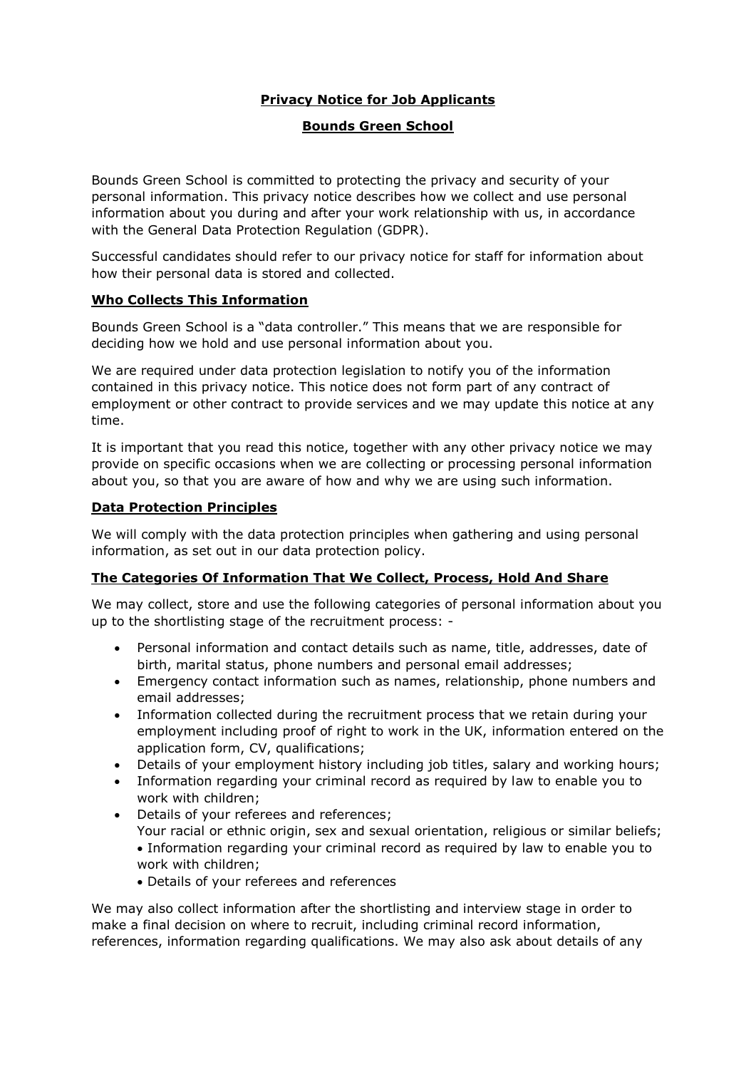# Privacy Notice for Job Applicants

## Bounds Green School

Bounds Green School is committed to protecting the privacy and security of your personal information. This privacy notice describes how we collect and use personal information about you during and after your work relationship with us, in accordance with the General Data Protection Regulation (GDPR).

Successful candidates should refer to our privacy notice for staff for information about how their personal data is stored and collected.

### Who Collects This Information

Bounds Green School is a "data controller." This means that we are responsible for deciding how we hold and use personal information about you.

We are required under data protection legislation to notify you of the information contained in this privacy notice. This notice does not form part of any contract of employment or other contract to provide services and we may update this notice at any time.

It is important that you read this notice, together with any other privacy notice we may provide on specific occasions when we are collecting or processing personal information about you, so that you are aware of how and why we are using such information.

### Data Protection Principles

We will comply with the data protection principles when gathering and using personal information, as set out in our data protection policy.

### The Categories Of Information That We Collect, Process, Hold And Share

We may collect, store and use the following categories of personal information about you up to the shortlisting stage of the recruitment process: -

- Personal information and contact details such as name, title, addresses, date of birth, marital status, phone numbers and personal email addresses;
- Emergency contact information such as names, relationship, phone numbers and email addresses;
- Information collected during the recruitment process that we retain during your employment including proof of right to work in the UK, information entered on the application form, CV, qualifications;
- Details of your employment history including job titles, salary and working hours;
- Information regarding your criminal record as required by law to enable you to work with children;
- Details of your referees and references;
  Your racial or ethnic origin, sex and sexual orientation, religious or similar beliefs;
  - Information regarding your criminal record as required by law to enable you to work with children;
  - Details of your referees and references

We may also collect information after the shortlisting and interview stage in order to make a final decision on where to recruit, including criminal record information, references, information regarding qualifications. We may also ask about details of any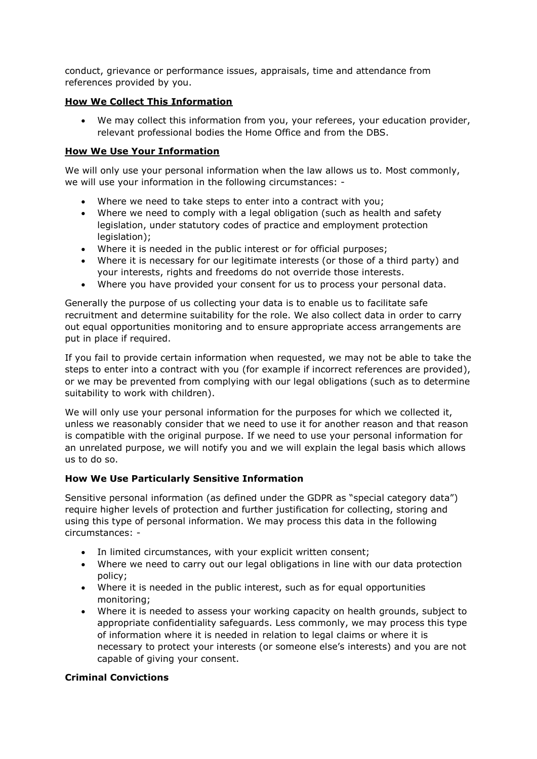conduct, grievance or performance issues, appraisals, time and attendance from references provided by you.

## **How We Collect This Information**

- We may collect this information from you, your referees, your education provider, relevant professional bodies the Home Office and from the DBS.

## **How We Use Your Information**

We will only use your personal information when the law allows us to. Most commonly, we will use your information in the following circumstances: -

- Where we need to take steps to enter into a contract with you;
- Where we need to comply with a legal obligation (such as health and safety legislation, under statutory codes of practice and employment protection legislation);
- Where it is needed in the public interest or for official purposes;
- Where it is necessary for our legitimate interests (or those of a third party) and your interests, rights and freedoms do not override those interests.
- Where you have provided your consent for us to process your personal data.

Generally the purpose of us collecting your data is to enable us to facilitate safe recruitment and determine suitability for the role. We also collect data in order to carry out equal opportunities monitoring and to ensure appropriate access arrangements are put in place if required.

If you fail to provide certain information when requested, we may not be able to take the steps to enter into a contract with you (for example if incorrect references are provided), or we may be prevented from complying with our legal obligations (such as to determine suitability to work with children).

We will only use your personal information for the purposes for which we collected it, unless we reasonably consider that we need to use it for another reason and that reason is compatible with the original purpose. If we need to use your personal information for an unrelated purpose, we will notify you and we will explain the legal basis which allows us to do so.

### **How We Use Particularly Sensitive Information**

Sensitive personal information (as defined under the GDPR as "special category data") require higher levels of protection and further justification for collecting, storing and using this type of personal information. We may process this data in the following circumstances: -

- In limited circumstances, with your explicit written consent;
- Where we need to carry out our legal obligations in line with our data protection policy;
- Where it is needed in the public interest, such as for equal opportunities monitoring;
- Where it is needed to assess your working capacity on health grounds, subject to appropriate confidentiality safeguards. Less commonly, we may process this type of information where it is needed in relation to legal claims or where it is necessary to protect your interests (or someone else's interests) and you are not capable of giving your consent.

### **Criminal Convictions**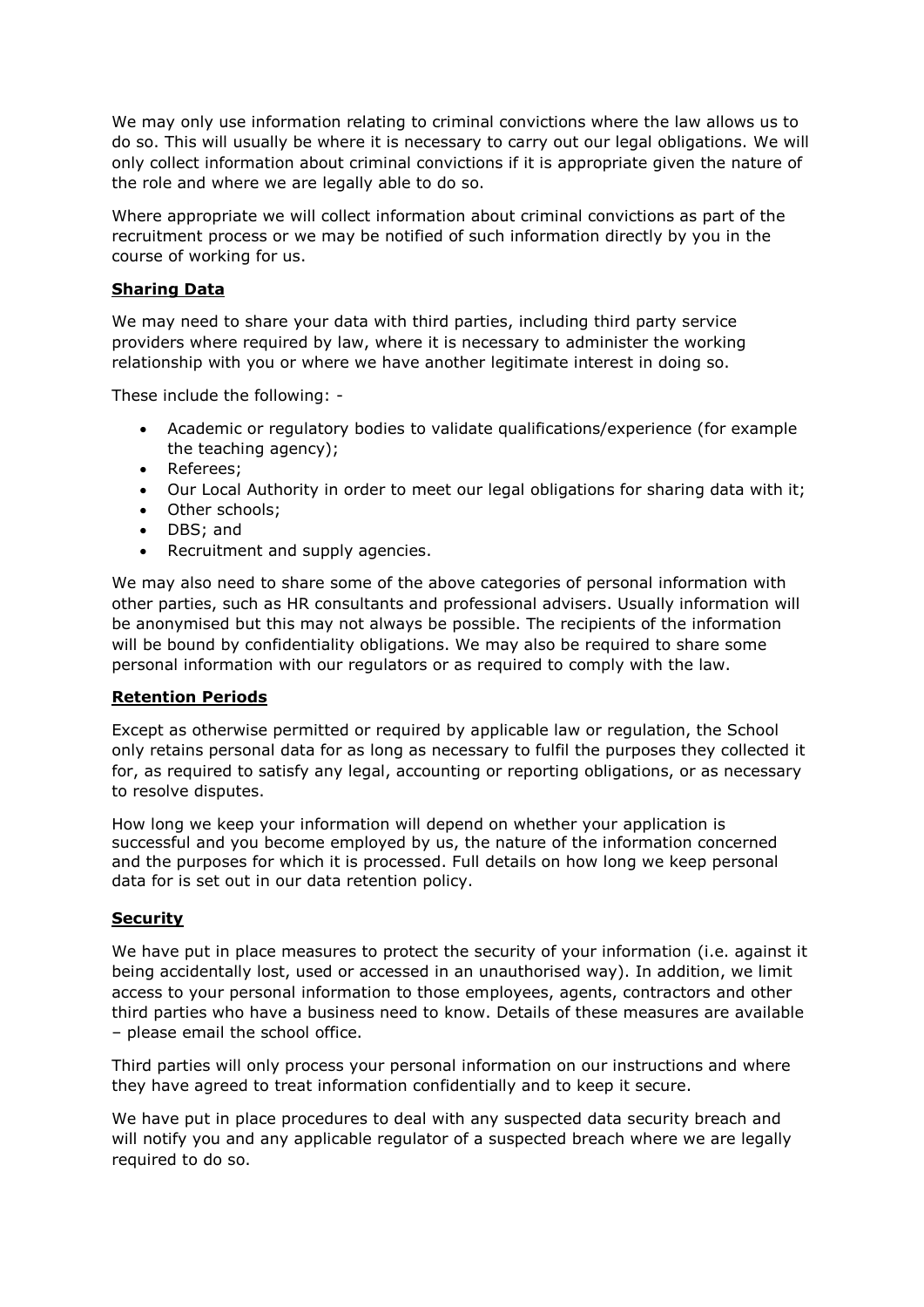We may only use information relating to criminal convictions where the law allows us to do so. This will usually be where it is necessary to carry out our legal obligations. We will only collect information about criminal convictions if it is appropriate given the nature of the role and where we are legally able to do so.

Where appropriate we will collect information about criminal convictions as part of the recruitment process or we may be notified of such information directly by you in the course of working for us.

**Sharing Data**

We may need to share your data with third parties, including third party service providers where required by law, where it is necessary to administer the working relationship with you or where we have another legitimate interest in doing so.

These include the following: -

- Academic or regulatory bodies to validate qualifications/experience (for example the teaching agency);
- Referees;
- Our Local Authority in order to meet our legal obligations for sharing data with it;
- Other schools;
- DBS; and
- Recruitment and supply agencies.

We may also need to share some of the above categories of personal information with other parties, such as HR consultants and professional advisers. Usually information will be anonymised but this may not always be possible. The recipients of the information will be bound by confidentiality obligations. We may also be required to share some personal information with our regulators or as required to comply with the law.

**Retention Periods**

Except as otherwise permitted or required by applicable law or regulation, the School only retains personal data for as long as necessary to fulfil the purposes they collected it for, as required to satisfy any legal, accounting or reporting obligations, or as necessary to resolve disputes.

How long we keep your information will depend on whether your application is successful and you become employed by us, the nature of the information concerned and the purposes for which it is processed. Full details on how long we keep personal data for is set out in our data retention policy.

**Security**

We have put in place measures to protect the security of your information (i.e. against it being accidentally lost, used or accessed in an unauthorised way). In addition, we limit access to your personal information to those employees, agents, contractors and other third parties who have a business need to know. Details of these measures are available – please email the school office.

Third parties will only process your personal information on our instructions and where they have agreed to treat information confidentially and to keep it secure.

We have put in place procedures to deal with any suspected data security breach and will notify you and any applicable regulator of a suspected breach where we are legally required to do so.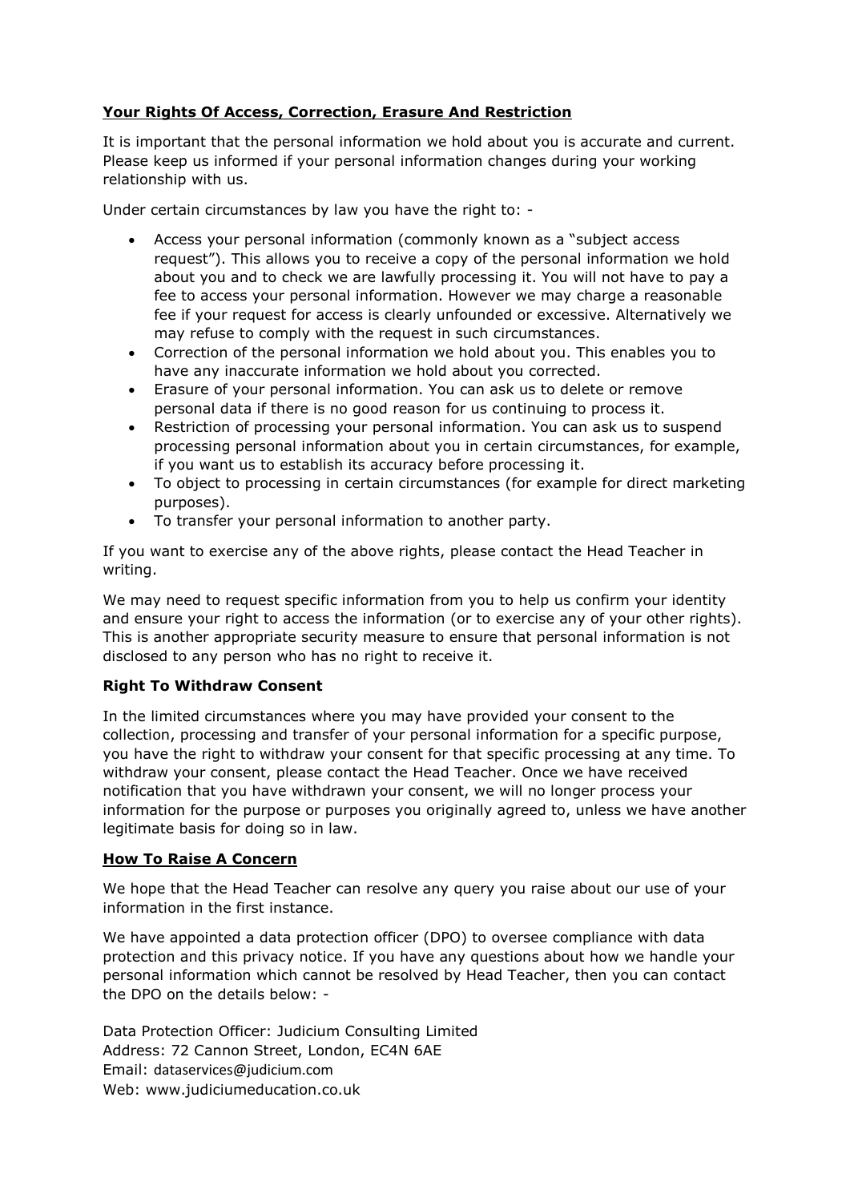## Your Rights Of Access, Correction, Erasure And Restriction

It is important that the personal information we hold about you is accurate and current. Please keep us informed if your personal information changes during your working relationship with us.

Under certain circumstances by law you have the right to: -

- Access your personal information (commonly known as a "subject access request"). This allows you to receive a copy of the personal information we hold about you and to check we are lawfully processing it. You will not have to pay a fee to access your personal information. However we may charge a reasonable fee if your request for access is clearly unfounded or excessive. Alternatively we may refuse to comply with the request in such circumstances.
- Correction of the personal information we hold about you. This enables you to have any inaccurate information we hold about you corrected.
- Erasure of your personal information. You can ask us to delete or remove personal data if there is no good reason for us continuing to process it.
- Restriction of processing your personal information. You can ask us to suspend processing personal information about you in certain circumstances, for example, if you want us to establish its accuracy before processing it.
- To object to processing in certain circumstances (for example for direct marketing purposes).
- To transfer your personal information to another party.

If you want to exercise any of the above rights, please contact the Head Teacher in writing.

We may need to request specific information from you to help us confirm your identity and ensure your right to access the information (or to exercise any of your other rights). This is another appropriate security measure to ensure that personal information is not disclosed to any person who has no right to receive it.

### Right To Withdraw Consent

In the limited circumstances where you may have provided your consent to the collection, processing and transfer of your personal information for a specific purpose, you have the right to withdraw your consent for that specific processing at any time. To withdraw your consent, please contact the Head Teacher. Once we have received notification that you have withdrawn your consent, we will no longer process your information for the purpose or purposes you originally agreed to, unless we have another legitimate basis for doing so in law.

## How To Raise A Concern

We hope that the Head Teacher can resolve any query you raise about our use of your information in the first instance.

We have appointed a data protection officer (DPO) to oversee compliance with data protection and this privacy notice. If you have any questions about how we handle your personal information which cannot be resolved by Head Teacher, then you can contact the DPO on the details below: -

Data Protection Officer: Judicium Consulting Limited
Address: 72 Cannon Street, London, EC4N 6AE
Email: dataservices@judicium.com
Web: www.judiciumeducation.co.uk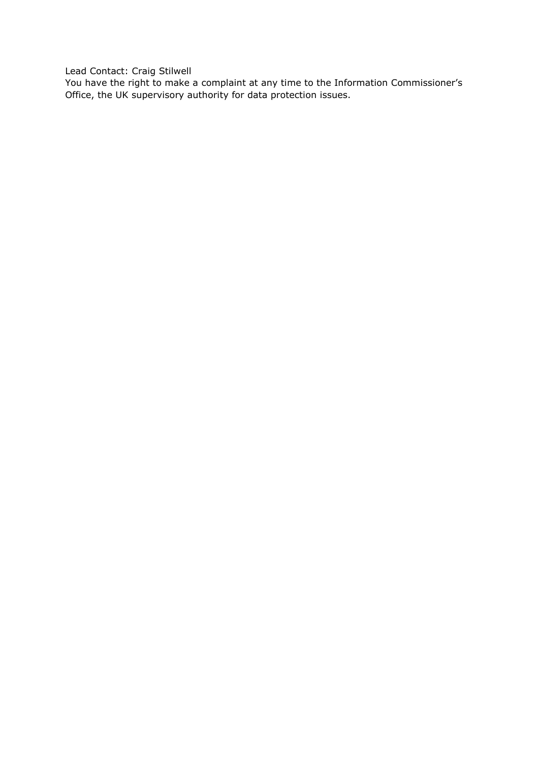Lead Contact: Craig Stilwell

You have the right to make a complaint at any time to the Information Commissioner's Office, the UK supervisory authority for data protection issues.